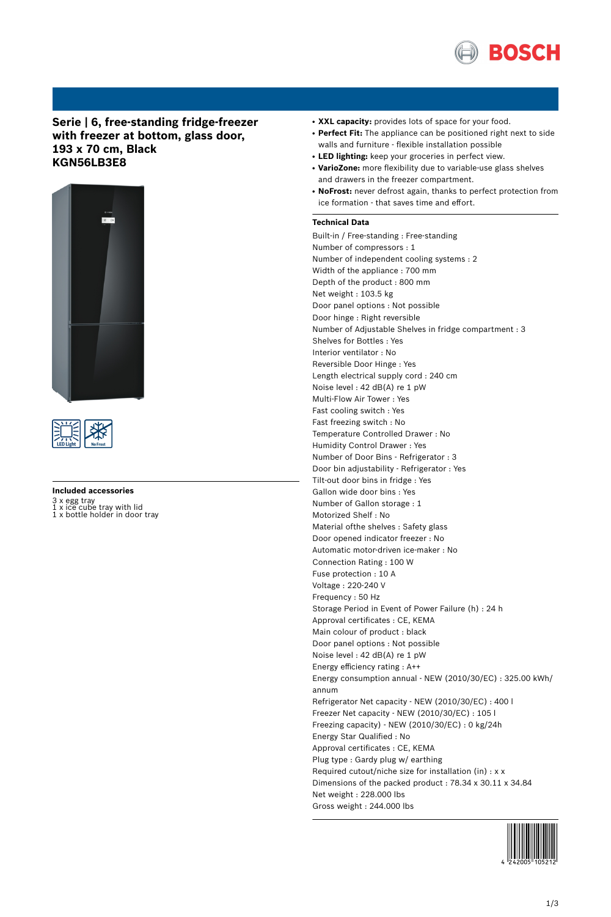# Serie | 6, free-standing fridge-freezer with freezer at bottom, glass door, 193 x 70 cm, Black
# KGN56LB3E8

LED Light

No Frost

## Included accessories

3 x egg tray
1 x ice cube tray with lid
1 x bottle holder in door tray

- **XXL capacity:** provides lots of space for your food.
- **Perfect Fit:** The appliance can be positioned right next to side walls and furniture - flexible installation possible
- **LED lighting:** keep your groceries in perfect view.
- **VarioZone:** more flexibility due to variable-use glass shelves and drawers in the freezer compartment.
- **NoFrost:** never defrost again, thanks to perfect protection from ice formation - that saves time and effort.

## Technical Data

Built-in / Free-standing : Free-standing
Number of compressors : 1
Number of independent cooling systems : 2
Width of the appliance : 700 mm
Depth of the product : 800 mm
Net weight : 103.5 kg
Door panel options : Not possible
Door hinge : Right reversible
Number of Adjustable Shelves in fridge compartment : 3
Shelves for Bottles : Yes
Interior ventilator : No
Reversible Door Hinge : Yes
Length electrical supply cord : 240 cm
Noise level : 42 dB(A) re 1 pW
Multi-Flow Air Tower : Yes
Fast cooling switch : Yes
Fast freezing switch : No
Temperature Controlled Drawer : No
Humidity Control Drawer : Yes
Number of Door Bins - Refrigerator : 3
Door bin adjustability - Refrigerator : Yes
Tilt-out door bins in fridge : Yes
Gallon wide door bins : Yes
Number of Gallon storage : 1
Motorized Shelf : No
Material ofthe shelves : Safety glass
Door opened indicator freezer : No
Automatic motor-driven ice-maker : No
Connection Rating : 100 W
Fuse protection : 10 A
Voltage : 220-240 V
Frequency : 50 Hz
Storage Period in Event of Power Failure (h) : 24 h
Approval certificates : CE, KEMA
Main colour of product : black
Door panel options : Not possible
Noise level : 42 dB(A) re 1 pW
Energy efficiency rating : A++
Energy consumption annual - NEW (2010/30/EC) : 325.00 kWh/annum
Refrigerator Net capacity - NEW (2010/30/EC) : 400 l
Freezer Net capacity - NEW (2010/30/EC) : 105 l
Freezing capacity) - NEW (2010/30/EC) : 0 kg/24h
Energy Star Qualified : No
Approval certificates : CE, KEMA
Plug type : Gardy plug w/ earthing
Required cutout/niche size for installation (in) : x x
Dimensions of the packed product : 78.34 x 30.11 x 34.84
Net weight : 228.000 lbs
Gross weight : 244.000 lbs

4 242005 105212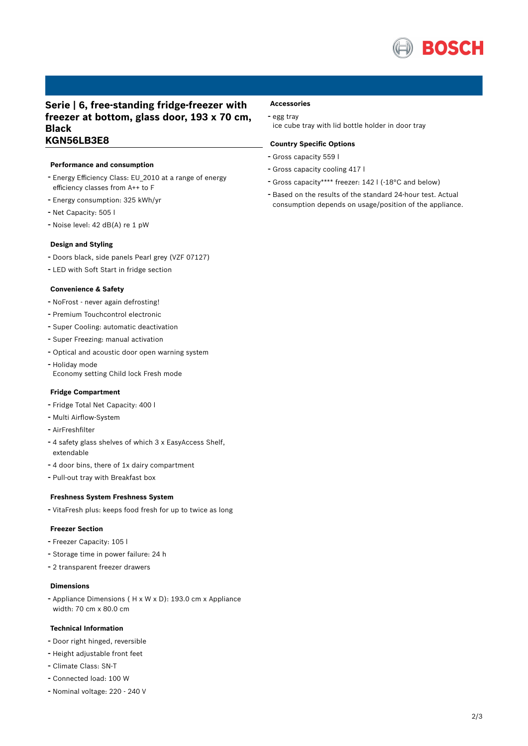# Serie | 6, free-standing fridge-freezer with freezer at bottom, glass door, 193 x 70 cm, Black
# KGN56LB3E8

### Performance and consumption

- Energy Efficiency Class: EU_2010 at a range of energy efficiency classes from A++ to F
- Energy consumption: 325 kWh/yr
- Net Capacity: 505 l
- Noise level: 42 dB(A) re 1 pW

### Design and Styling

- Doors black, side panels Pearl grey (VZF 07127)
- LED with Soft Start in fridge section

### Convenience & Safety

- NoFrost - never again defrosting!
- Premium Touchcontrol electronic
- Super Cooling: automatic deactivation
- Super Freezing: manual activation
- Optical and acoustic door open warning system
- Holiday mode
  Economy setting Child lock Fresh mode

### Fridge Compartment

- Fridge Total Net Capacity: 400 l
- Multi Airflow-System
- AirFreshfilter
- 4 safety glass shelves of which 3 x EasyAccess Shelf, extendable
- 4 door bins, there of 1x dairy compartment
- Pull-out tray with Breakfast box

### Freshness System Freshness System

- VitaFresh plus: keeps food fresh for up to twice as long

### Freezer Section

- Freezer Capacity: 105 l
- Storage time in power failure: 24 h
- 2 transparent freezer drawers

### Dimensions

- Appliance Dimensions ( H x W x D): 193.0 cm x Appliance width: 70 cm x 80.0 cm

### Technical Information

- Door right hinged, reversible
- Height adjustable front feet
- Climate Class: SN-T
- Connected load: 100 W
- Nominal voltage: 220 - 240 V

### Accessories

- egg tray
  ice cube tray with lid bottle holder in door tray

### Country Specific Options

- Gross capacity 559 l
- Gross capacity cooling 417 l
- Gross capacity**** freezer: 142 l (-18°C and below)
- Based on the results of the standard 24-hour test. Actual consumption depends on usage/position of the appliance.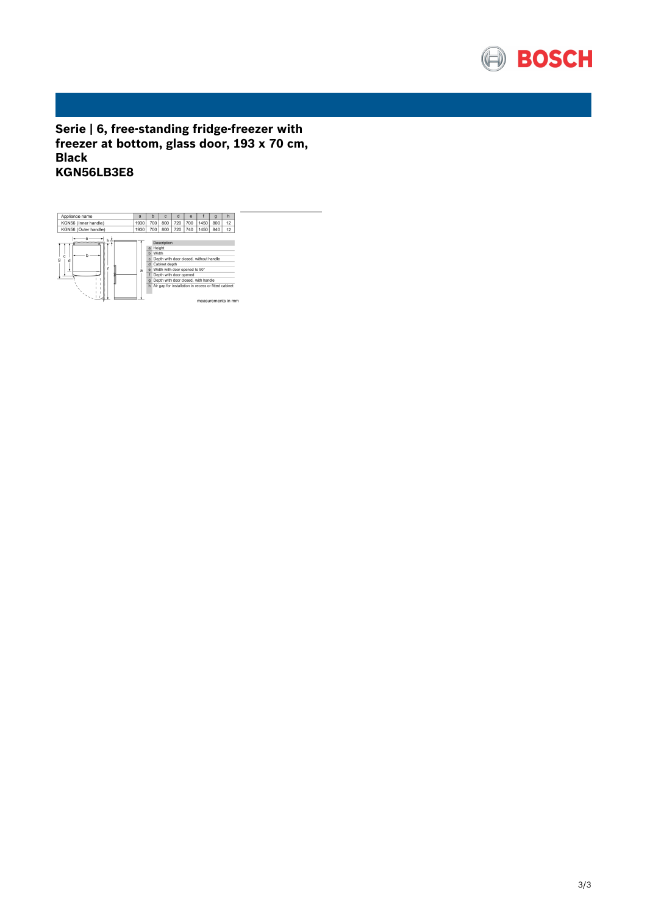**Serie | 6, free-standing fridge-freezer with freezer at bottom, glass door, 193 x 70 cm, Black**
**KGN56LB3E8**

| Appliance name | a | b | c | d | e | f | g | h |
|---|---|---|---|---|---|---|---|---|
| KGN56 (Inner handle) | 1930 | 700 | 800 | 720 | 700 | 1450 | 800 | 12 |
| KGN56 (Outer handle) | 1930 | 700 | 800 | 720 | 740 | 1450 | 840 | 12 |

| | Description |
|---|---|
| a | Height |
| b | Width |
| c | Depth with door closed, without handle |
| d | Cabinet depth |
| e | Width with door opened to 90° |
| f | Depth with door opened |
| g | Depth with door closed, with handle |
| h | Air gap for installation in recess or fitted cabinet |

measurements in mm